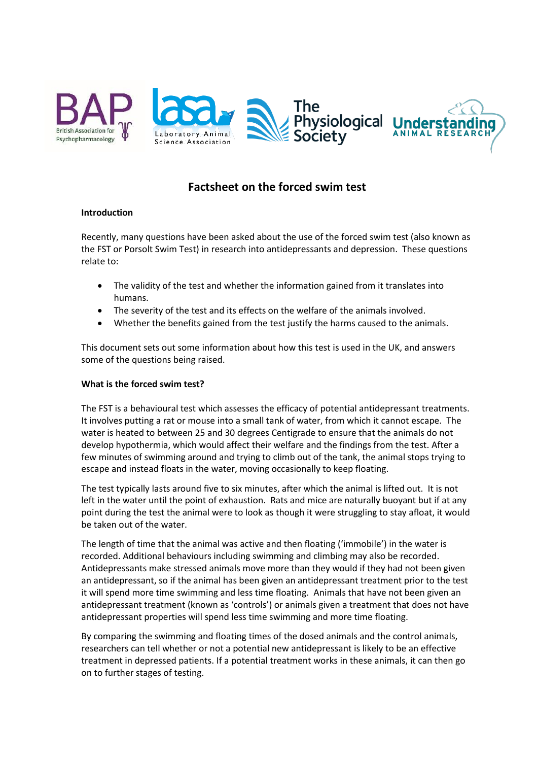# Factsheet on the forced swim test

**Introduction**

Recently, many questions have been asked about the use of the forced swim test (also known as the FST or Porsolt Swim Test) in research into antidepressants and depression. These questions relate to:

- The validity of the test and whether the information gained from it translates into humans.
- The severity of the test and its effects on the welfare of the animals involved.
- Whether the benefits gained from the test justify the harms caused to the animals.

This document sets out some information about how this test is used in the UK, and answers some of the questions being raised.

**What is the forced swim test?**

The FST is a behavioural test which assesses the efficacy of potential antidepressant treatments. It involves putting a rat or mouse into a small tank of water, from which it cannot escape. The water is heated to between 25 and 30 degrees Centigrade to ensure that the animals do not develop hypothermia, which would affect their welfare and the findings from the test. After a few minutes of swimming around and trying to climb out of the tank, the animal stops trying to escape and instead floats in the water, moving occasionally to keep floating.

The test typically lasts around five to six minutes, after which the animal is lifted out. It is not left in the water until the point of exhaustion. Rats and mice are naturally buoyant but if at any point during the test the animal were to look as though it were struggling to stay afloat, it would be taken out of the water.

The length of time that the animal was active and then floating ('immobile') in the water is recorded. Additional behaviours including swimming and climbing may also be recorded. Antidepressants make stressed animals move more than they would if they had not been given an antidepressant, so if the animal has been given an antidepressant treatment prior to the test it will spend more time swimming and less time floating. Animals that have not been given an antidepressant treatment (known as 'controls') or animals given a treatment that does not have antidepressant properties will spend less time swimming and more time floating.

By comparing the swimming and floating times of the dosed animals and the control animals, researchers can tell whether or not a potential new antidepressant is likely to be an effective treatment in depressed patients. If a potential treatment works in these animals, it can then go on to further stages of testing.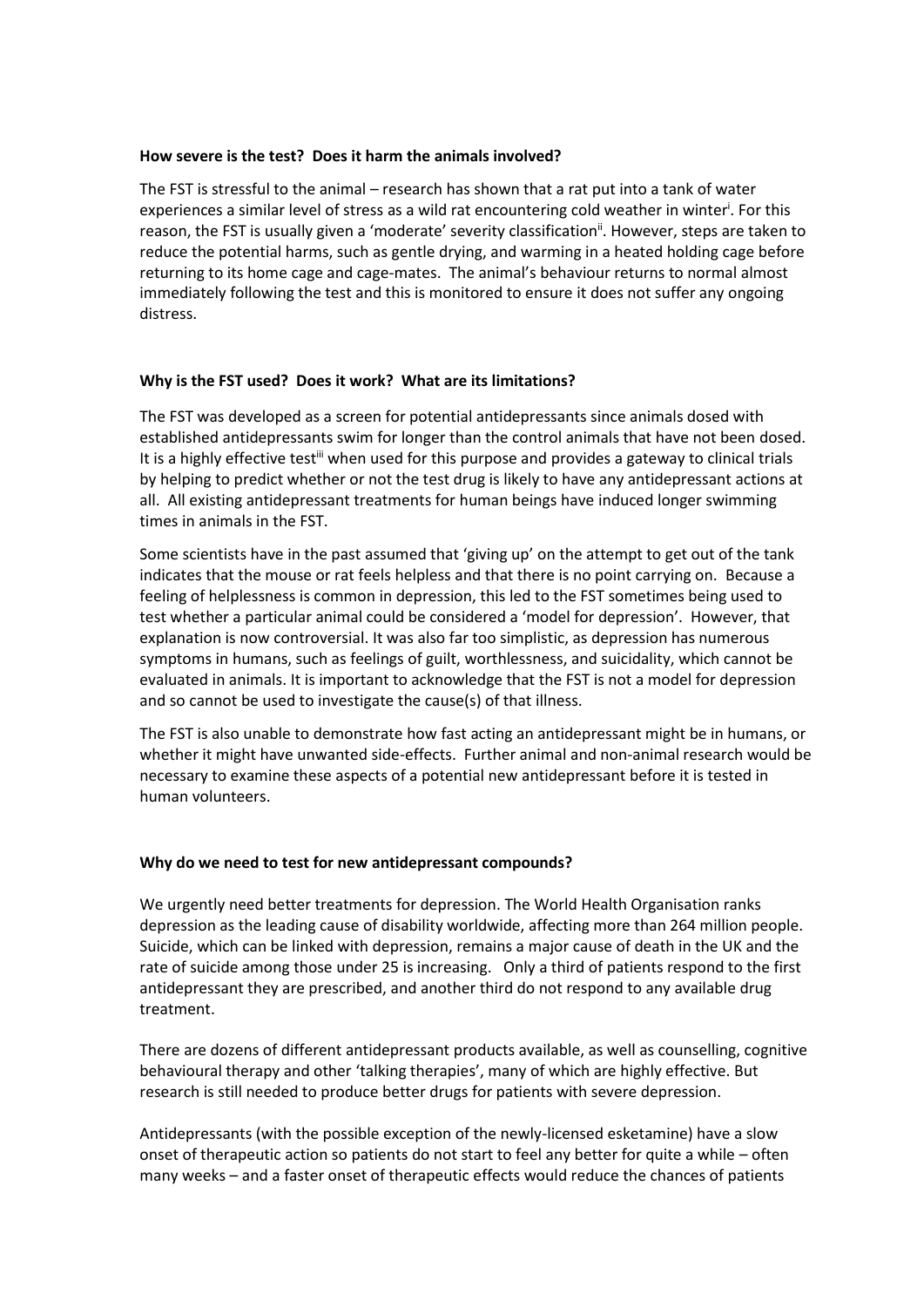**How severe is the test? Does it harm the animals involved?**

The FST is stressful to the animal – research has shown that a rat put into a tank of water experiences a similar level of stress as a wild rat encountering cold weather in winter[i]. For this reason, the FST is usually given a 'moderate' severity classification[ii]. However, steps are taken to reduce the potential harms, such as gentle drying, and warming in a heated holding cage before returning to its home cage and cage-mates. The animal's behaviour returns to normal almost immediately following the test and this is monitored to ensure it does not suffer any ongoing distress.

**Why is the FST used? Does it work? What are its limitations?**

The FST was developed as a screen for potential antidepressants since animals dosed with established antidepressants swim for longer than the control animals that have not been dosed. It is a highly effective test[iii] when used for this purpose and provides a gateway to clinical trials by helping to predict whether or not the test drug is likely to have any antidepressant actions at all. All existing antidepressant treatments for human beings have induced longer swimming times in animals in the FST.

Some scientists have in the past assumed that 'giving up' on the attempt to get out of the tank indicates that the mouse or rat feels helpless and that there is no point carrying on. Because a feeling of helplessness is common in depression, this led to the FST sometimes being used to test whether a particular animal could be considered a 'model for depression'. However, that explanation is now controversial. It was also far too simplistic, as depression has numerous symptoms in humans, such as feelings of guilt, worthlessness, and suicidality, which cannot be evaluated in animals. It is important to acknowledge that the FST is not a model for depression and so cannot be used to investigate the cause(s) of that illness.

The FST is also unable to demonstrate how fast acting an antidepressant might be in humans, or whether it might have unwanted side-effects. Further animal and non-animal research would be necessary to examine these aspects of a potential new antidepressant before it is tested in human volunteers.

**Why do we need to test for new antidepressant compounds?**

We urgently need better treatments for depression. The World Health Organisation ranks depression as the leading cause of disability worldwide, affecting more than 264 million people. Suicide, which can be linked with depression, remains a major cause of death in the UK and the rate of suicide among those under 25 is increasing. Only a third of patients respond to the first antidepressant they are prescribed, and another third do not respond to any available drug treatment.

There are dozens of different antidepressant products available, as well as counselling, cognitive behavioural therapy and other 'talking therapies', many of which are highly effective. But research is still needed to produce better drugs for patients with severe depression.

Antidepressants (with the possible exception of the newly-licensed esketamine) have a slow onset of therapeutic action so patients do not start to feel any better for quite a while – often many weeks – and a faster onset of therapeutic effects would reduce the chances of patients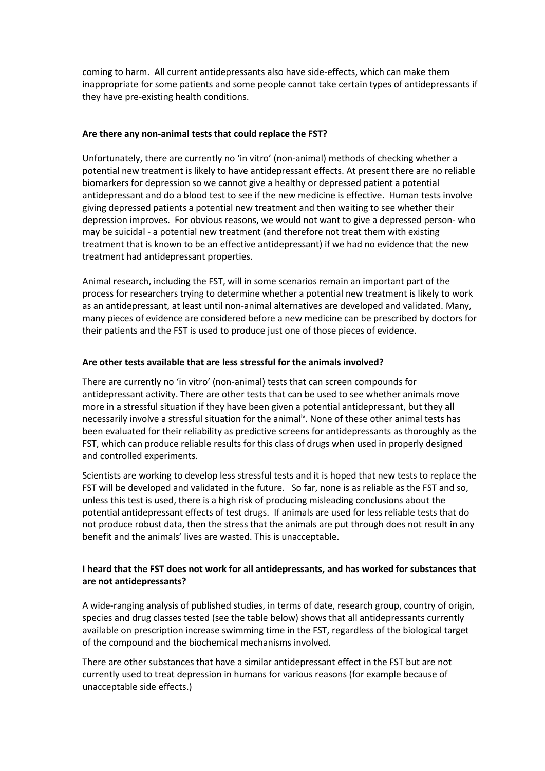coming to harm. All current antidepressants also have side-effects, which can make them inappropriate for some patients and some people cannot take certain types of antidepressants if they have pre-existing health conditions.

**Are there any non-animal tests that could replace the FST?**

Unfortunately, there are currently no 'in vitro' (non-animal) methods of checking whether a potential new treatment is likely to have antidepressant effects. At present there are no reliable biomarkers for depression so we cannot give a healthy or depressed patient a potential antidepressant and do a blood test to see if the new medicine is effective. Human tests involve giving depressed patients a potential new treatment and then waiting to see whether their depression improves. For obvious reasons, we would not want to give a depressed person- who may be suicidal - a potential new treatment (and therefore not treat them with existing treatment that is known to be an effective antidepressant) if we had no evidence that the new treatment had antidepressant properties.

Animal research, including the FST, will in some scenarios remain an important part of the process for researchers trying to determine whether a potential new treatment is likely to work as an antidepressant, at least until non-animal alternatives are developed and validated. Many, many pieces of evidence are considered before a new medicine can be prescribed by doctors for their patients and the FST is used to produce just one of those pieces of evidence.

**Are other tests available that are less stressful for the animals involved?**

There are currently no 'in vitro' (non-animal) tests that can screen compounds for antidepressant activity. There are other tests that can be used to see whether animals move more in a stressful situation if they have been given a potential antidepressant, but they all necessarily involve a stressful situation for the animal[iv]. None of these other animal tests has been evaluated for their reliability as predictive screens for antidepressants as thoroughly as the FST, which can produce reliable results for this class of drugs when used in properly designed and controlled experiments.

Scientists are working to develop less stressful tests and it is hoped that new tests to replace the FST will be developed and validated in the future. So far, none is as reliable as the FST and so, unless this test is used, there is a high risk of producing misleading conclusions about the potential antidepressant effects of test drugs. If animals are used for less reliable tests that do not produce robust data, then the stress that the animals are put through does not result in any benefit and the animals' lives are wasted. This is unacceptable.

**I heard that the FST does not work for all antidepressants, and has worked for substances that are not antidepressants?**

A wide-ranging analysis of published studies, in terms of date, research group, country of origin, species and drug classes tested (see the table below) shows that all antidepressants currently available on prescription increase swimming time in the FST, regardless of the biological target of the compound and the biochemical mechanisms involved.

There are other substances that have a similar antidepressant effect in the FST but are not currently used to treat depression in humans for various reasons (for example because of unacceptable side effects.)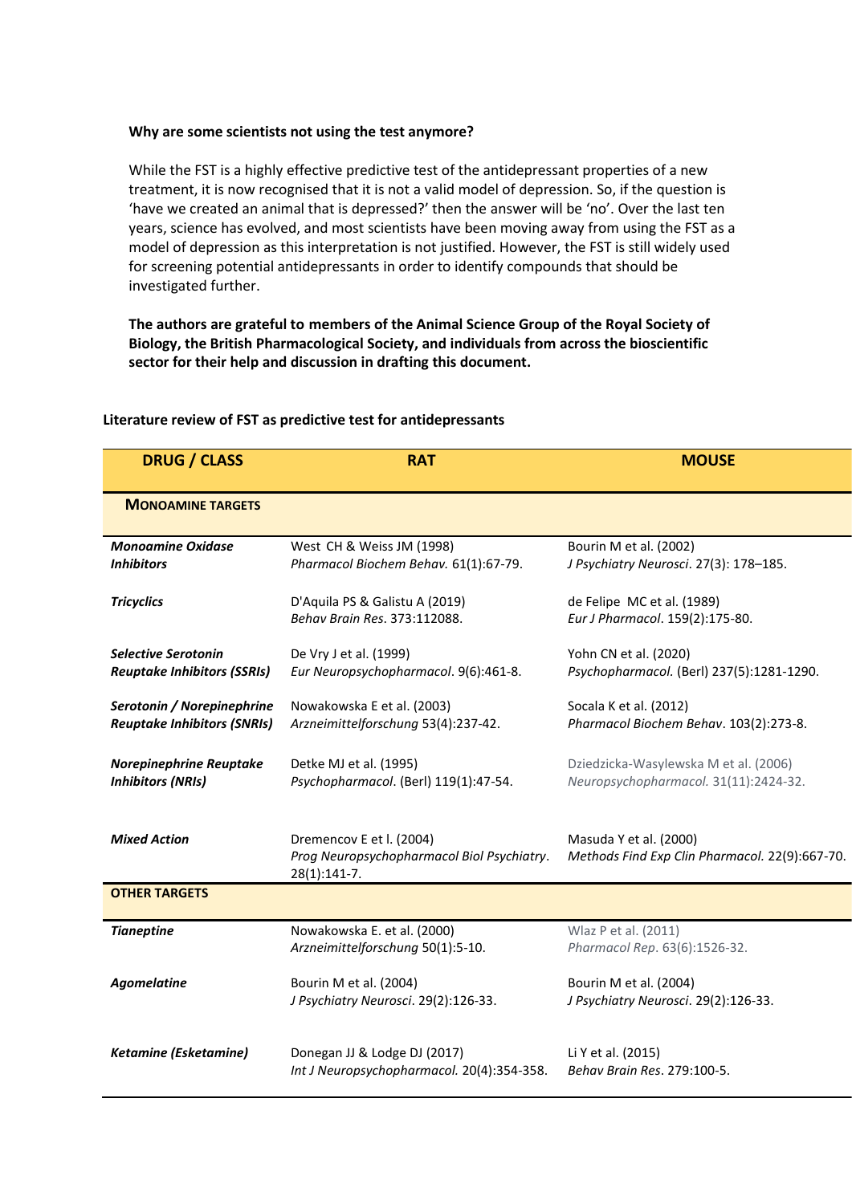**Why are some scientists not using the test anymore?**

While the FST is a highly effective predictive test of the antidepressant properties of a new treatment, it is now recognised that it is not a valid model of depression. So, if the question is 'have we created an animal that is depressed?' then the answer will be 'no'. Over the last ten years, science has evolved, and most scientists have been moving away from using the FST as a model of depression as this interpretation is not justified. However, the FST is still widely used for screening potential antidepressants in order to identify compounds that should be investigated further.

**The authors are grateful to members of the Animal Science Group of the Royal Society of Biology, the British Pharmacological Society, and individuals from across the bioscientific sector for their help and discussion in drafting this document.**

**Literature review of FST as predictive test for antidepressants**

| DRUG / CLASS | RAT | MOUSE |
|---|---|---|
| **MONOAMINE TARGETS** | | |
| ***Monoamine Oxidase Inhibitors*** | West CH & Weiss JM (1998) *Pharmacol Biochem Behav.* 61(1):67-79. | Bourin M et al. (2002) *J Psychiatry Neurosci*. 27(3): 178–185. |
| ***Tricyclics*** | D'Aquila PS & Galistu A (2019) *Behav Brain Res*. 373:112088. | de Felipe MC et al. (1989) *Eur J Pharmacol*. 159(2):175-80. |
| ***Selective Serotonin Reuptake Inhibitors (SSRIs)*** | De Vry J et al. (1999) *Eur Neuropsychopharmacol*. 9(6):461-8. | Yohn CN et al. (2020) *Psychopharmacol.* (Berl) 237(5):1281-1290. |
| ***Serotonin / Norepinephrine Reuptake Inhibitors (SNRIs)*** | Nowakowska E et al. (2003) *Arzneimittelforschung* 53(4):237-42. | Socala K et al. (2012) *Pharmacol Biochem Behav*. 103(2):273-8. |
| ***Norepinephrine Reuptake Inhibitors (NRIs)*** | Detke MJ et al. (1995) *Psychopharmacol*. (Berl) 119(1):47-54. | Dziedzicka-Wasylewska M et al. (2006) *Neuropsychopharmacol.* 31(11):2424-32. |
| ***Mixed Action*** | Dremencov E et l. (2004) *Prog Neuropsychopharmacol Biol Psychiatry*. 28(1):141-7. | Masuda Y et al. (2000) *Methods Find Exp Clin Pharmacol.* 22(9):667-70. |
| **OTHER TARGETS** | | |
| ***Tianeptine*** | Nowakowska E. et al. (2000) *Arzneimittelforschung* 50(1):5-10. | Wlaz P et al. (2011) *Pharmacol Rep*. 63(6):1526-32. |
| ***Agomelatine*** | Bourin M et al. (2004) *J Psychiatry Neurosci*. 29(2):126-33. | Bourin M et al. (2004) *J Psychiatry Neurosci*. 29(2):126-33. |
| ***Ketamine (Esketamine)*** | Donegan JJ & Lodge DJ (2017) *Int J Neuropsychopharmacol.* 20(4):354-358. | Li Y et al. (2015) *Behav Brain Res*. 279:100-5. |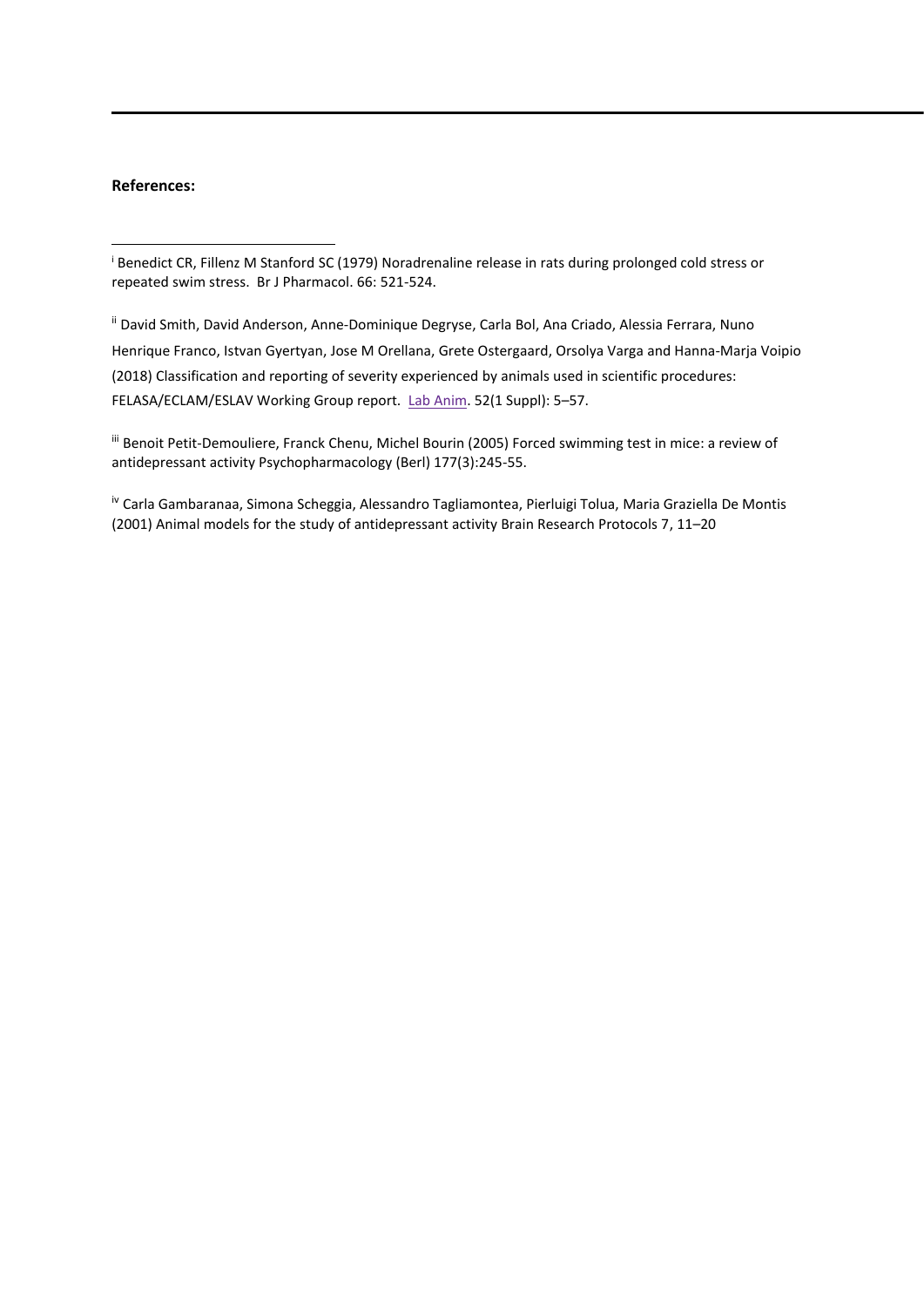**References:**

[i] Benedict CR, Fillenz M Stanford SC (1979) Noradrenaline release in rats during prolonged cold stress or repeated swim stress. Br J Pharmacol. 66: 521-524.

[ii] David Smith, David Anderson, Anne-Dominique Degryse, Carla Bol, Ana Criado, Alessia Ferrara, Nuno Henrique Franco, Istvan Gyertyan, Jose M Orellana, Grete Ostergaard, Orsolya Varga and Hanna-Marja Voipio (2018) Classification and reporting of severity experienced by animals used in scientific procedures: FELASA/ECLAM/ESLAV Working Group report. Lab Anim. 52(1 Suppl): 5–57.

[iii] Benoit Petit-Demouliere, Franck Chenu, Michel Bourin (2005) Forced swimming test in mice: a review of antidepressant activity Psychopharmacology (Berl) 177(3):245-55.

[iv] Carla Gambaranaa, Simona Scheggia, Alessandro Tagliamontea, Pierluigi Tolua, Maria Graziella De Montis (2001) Animal models for the study of antidepressant activity Brain Research Protocols 7, 11–20